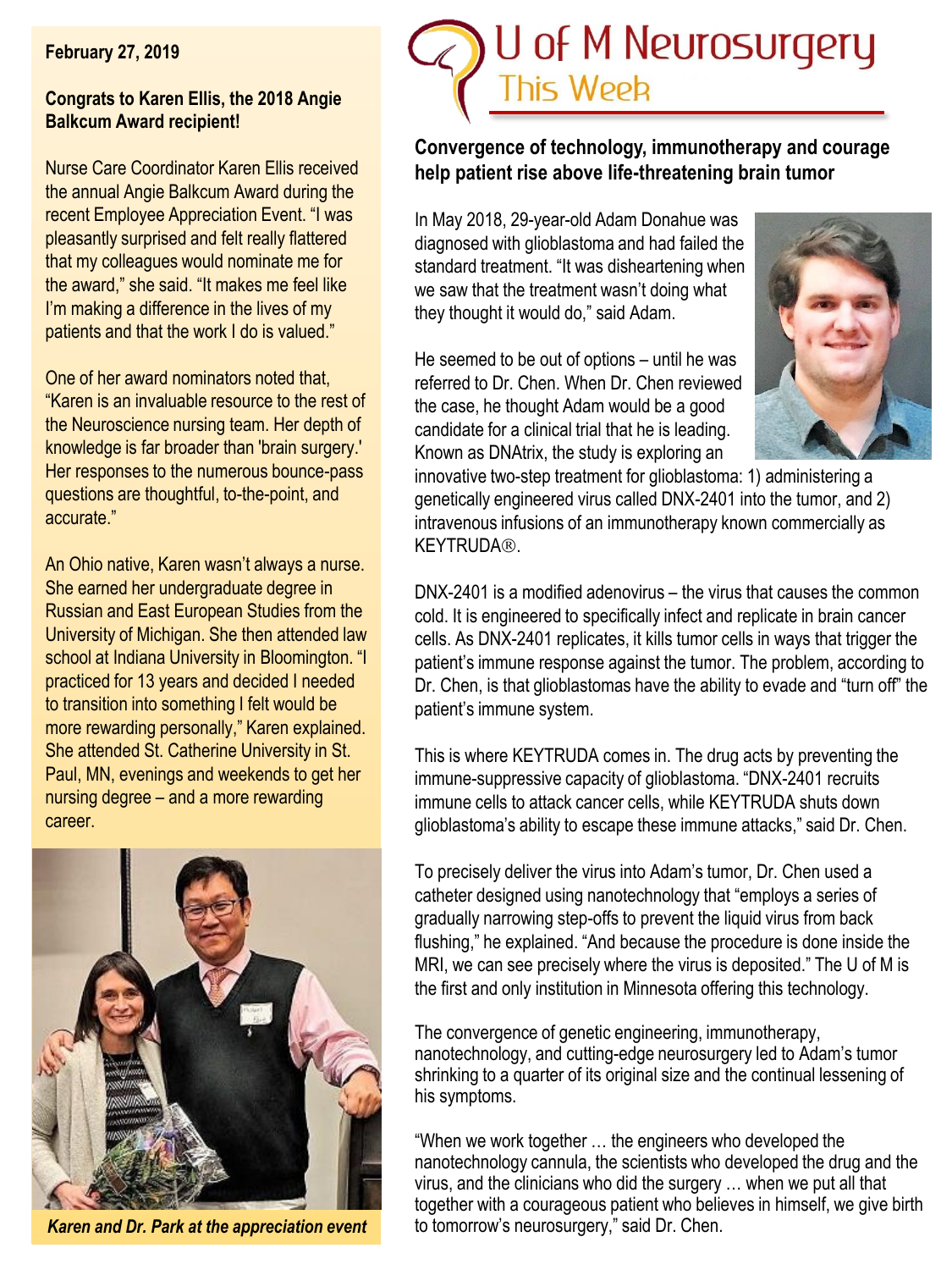# U of M Neurosurgery
## This Week

**February 27, 2019**

**Congrats to Karen Ellis, the 2018 Angie Balkcum Award recipient!**

Nurse Care Coordinator Karen Ellis received the annual Angie Balkcum Award during the recent Employee Appreciation Event. "I was pleasantly surprised and felt really flattered that my colleagues would nominate me for the award," she said. "It makes me feel like I'm making a difference in the lives of my patients and that the work I do is valued."

One of her award nominators noted that, "Karen is an invaluable resource to the rest of the Neuroscience nursing team. Her depth of knowledge is far broader than 'brain surgery.' Her responses to the numerous bounce-pass questions are thoughtful, to-the-point, and accurate."

An Ohio native, Karen wasn't always a nurse. She earned her undergraduate degree in Russian and East European Studies from the University of Michigan. She then attended law school at Indiana University in Bloomington. "I practiced for 13 years and decided I needed to transition into something I felt would be more rewarding personally," Karen explained. She attended St. Catherine University in St. Paul, MN, evenings and weekends to get her nursing degree – and a more rewarding career.

*Karen and Dr. Park at the appreciation event*

**Convergence of technology, immunotherapy and courage help patient rise above life-threatening brain tumor**

In May 2018, 29-year-old Adam Donahue was diagnosed with glioblastoma and had failed the standard treatment. "It was disheartening when we saw that the treatment wasn't doing what they thought it would do," said Adam.

He seemed to be out of options – until he was referred to Dr. Chen. When Dr. Chen reviewed the case, he thought Adam would be a good candidate for a clinical trial that he is leading. Known as DNAtrix, the study is exploring an innovative two-step treatment for glioblastoma: 1) administering a genetically engineered virus called DNX-2401 into the tumor, and 2) intravenous infusions of an immunotherapy known commercially as KEYTRUDA®.

DNX-2401 is a modified adenovirus – the virus that causes the common cold. It is engineered to specifically infect and replicate in brain cancer cells. As DNX-2401 replicates, it kills tumor cells in ways that trigger the patient's immune response against the tumor. The problem, according to Dr. Chen, is that glioblastomas have the ability to evade and "turn off" the patient's immune system.

This is where KEYTRUDA comes in. The drug acts by preventing the immune-suppressive capacity of glioblastoma. "DNX-2401 recruits immune cells to attack cancer cells, while KEYTRUDA shuts down glioblastoma's ability to escape these immune attacks," said Dr. Chen.

To precisely deliver the virus into Adam's tumor, Dr. Chen used a catheter designed using nanotechnology that "employs a series of gradually narrowing step-offs to prevent the liquid virus from back flushing," he explained. "And because the procedure is done inside the MRI, we can see precisely where the virus is deposited." The U of M is the first and only institution in Minnesota offering this technology.

The convergence of genetic engineering, immunotherapy, nanotechnology, and cutting-edge neurosurgery led to Adam's tumor shrinking to a quarter of its original size and the continual lessening of his symptoms.

"When we work together … the engineers who developed the nanotechnology cannula, the scientists who developed the drug and the virus, and the clinicians who did the surgery … when we put all that together with a courageous patient who believes in himself, we give birth to tomorrow's neurosurgery," said Dr. Chen.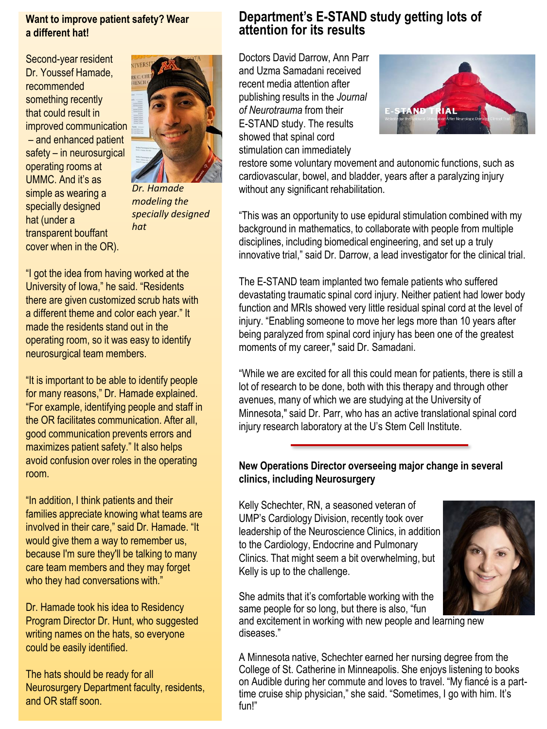## Want to improve patient safety? Wear a different hat!

Second-year resident Dr. Youssef Hamade, recommended something recently that could result in improved communication – and enhanced patient safety – in neurosurgical operating rooms at UMMC. And it's as simple as wearing a specially designed hat (under a transparent bouffant cover when in the OR).

*Dr. Hamade modeling the specially designed hat*

"I got the idea from having worked at the University of Iowa," he said. "Residents there are given customized scrub hats with a different theme and color each year." It made the residents stand out in the operating room, so it was easy to identify neurosurgical team members.

"It is important to be able to identify people for many reasons," Dr. Hamade explained. "For example, identifying people and staff in the OR facilitates communication. After all, good communication prevents errors and maximizes patient safety." It also helps avoid confusion over roles in the operating room.

"In addition, I think patients and their families appreciate knowing what teams are involved in their care," said Dr. Hamade. "It would give them a way to remember us, because I'm sure they'll be talking to many care team members and they may forget who they had conversations with."

Dr. Hamade took his idea to Residency Program Director Dr. Hunt, who suggested writing names on the hats, so everyone could be easily identified.

The hats should be ready for all Neurosurgery Department faculty, residents, and OR staff soon.

## Department's E-STAND study getting lots of attention for its results

Doctors David Darrow, Ann Parr and Uzma Samadani received recent media attention after publishing results in the *Journal of Neurotrauma* from their E-STAND study. The results showed that spinal cord stimulation can immediately restore some voluntary movement and autonomic functions, such as cardiovascular, bowel, and bladder, years after a paralyzing injury without any significant rehabilitation.

"This was an opportunity to use epidural stimulation combined with my background in mathematics, to collaborate with people from multiple disciplines, including biomedical engineering, and set up a truly innovative trial," said Dr. Darrow, a lead investigator for the clinical trial.

The E-STAND team implanted two female patients who suffered devastating traumatic spinal cord injury. Neither patient had lower body function and MRIs showed very little residual spinal cord at the level of injury. "Enabling someone to move her legs more than 10 years after being paralyzed from spinal cord injury has been one of the greatest moments of my career," said Dr. Samadani.

"While we are excited for all this could mean for patients, there is still a lot of research to be done, both with this therapy and through other avenues, many of which we are studying at the University of Minnesota," said Dr. Parr, who has an active translational spinal cord injury research laboratory at the U's Stem Cell Institute.

## New Operations Director overseeing major change in several clinics, including Neurosurgery

Kelly Schechter, RN, a seasoned veteran of UMP's Cardiology Division, recently took over leadership of the Neuroscience Clinics, in addition to the Cardiology, Endocrine and Pulmonary Clinics. That might seem a bit overwhelming, but Kelly is up to the challenge.

She admits that it's comfortable working with the same people for so long, but there is also, "fun and excitement in working with new people and learning new diseases."

A Minnesota native, Schechter earned her nursing degree from the College of St. Catherine in Minneapolis. She enjoys listening to books on Audible during her commute and loves to travel. "My fiancé is a part-time cruise ship physician," she said. "Sometimes, I go with him. It's fun!"